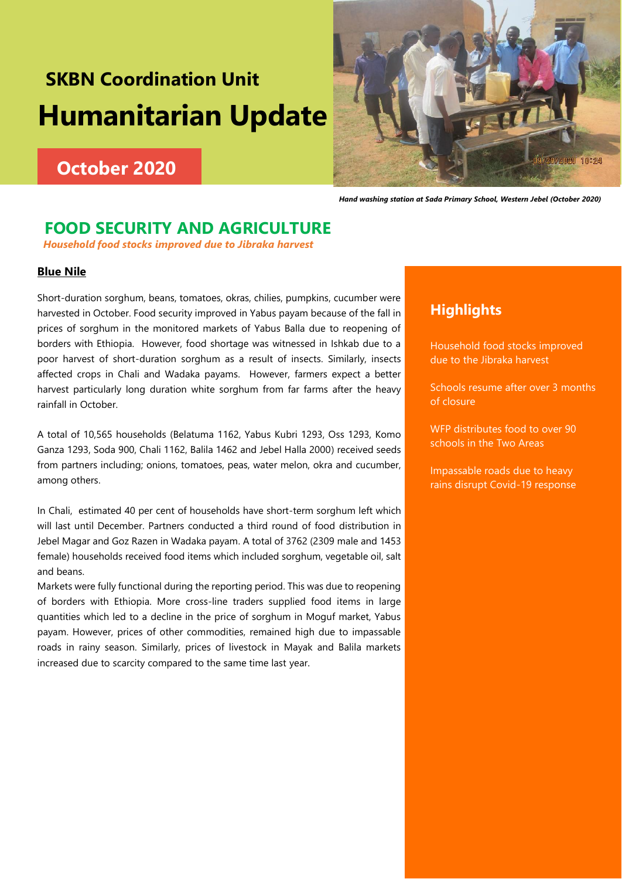# SKBN Coordination Unit

# Humanitarian Update

## October 2020

*Hand washing station at Sada Primary School, Western Jebel (October 2020)*

## FOOD SECURITY AND AGRICULTURE

***Household food stocks improved due to Jibraka harvest***

### Highlights

Household food stocks improved due to the Jibraka harvest

Schools resume after over 3 months of closure

WFP distributes food to over 90 schools in the Two Areas

Impassable roads due to heavy rains disrupt Covid-19 response

### Blue Nile

Short-duration sorghum, beans, tomatoes, okras, chilies, pumpkins, cucumber were harvested in October. Food security improved in Yabus payam because of the fall in prices of sorghum in the monitored markets of Yabus Balla due to reopening of borders with Ethiopia. However, food shortage was witnessed in Ishkab due to a poor harvest of short-duration sorghum as a result of insects. Similarly, insects affected crops in Chali and Wadaka payams. However, farmers expect a better harvest particularly long duration white sorghum from far farms after the heavy rainfall in October.

A total of 10,565 households (Belatuma 1162, Yabus Kubri 1293, Oss 1293, Komo Ganza 1293, Soda 900, Chali 1162, Balila 1462 and Jebel Halla 2000) received seeds from partners including; onions, tomatoes, peas, water melon, okra and cucumber, among others.

In Chali, estimated 40 per cent of households have short-term sorghum left which will last until December. Partners conducted a third round of food distribution in Jebel Magar and Goz Razen in Wadaka payam. A total of 3762 (2309 male and 1453 female) households received food items which included sorghum, vegetable oil, salt and beans.

Markets were fully functional during the reporting period. This was due to reopening of borders with Ethiopia. More cross-line traders supplied food items in large quantities which led to a decline in the price of sorghum in Moguf market, Yabus payam. However, prices of other commodities, remained high due to impassable roads in rainy season. Similarly, prices of livestock in Mayak and Balila markets increased due to scarcity compared to the same time last year.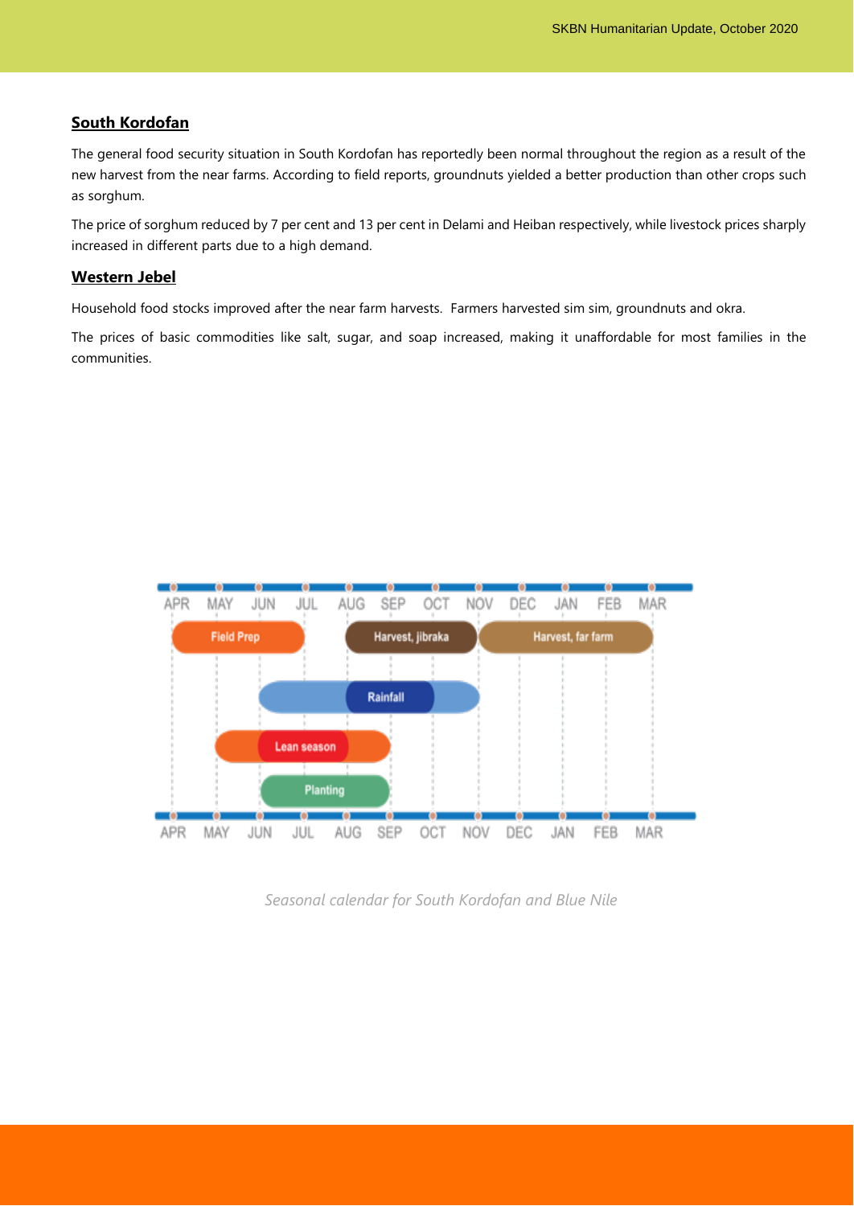## South Kordofan

The general food security situation in South Kordofan has reportedly been normal throughout the region as a result of the new harvest from the near farms. According to field reports, groundnuts yielded a better production than other crops such as sorghum.

The price of sorghum reduced by 7 per cent and 13 per cent in Delami and Heiban respectively, while livestock prices sharply increased in different parts due to a high demand.

## Western Jebel

Household food stocks improved after the near farm harvests. Farmers harvested sim sim, groundnuts and okra.

The prices of basic commodities like salt, sugar, and soap increased, making it unaffordable for most families in the communities.

*Seasonal calendar for South Kordofan and Blue Nile*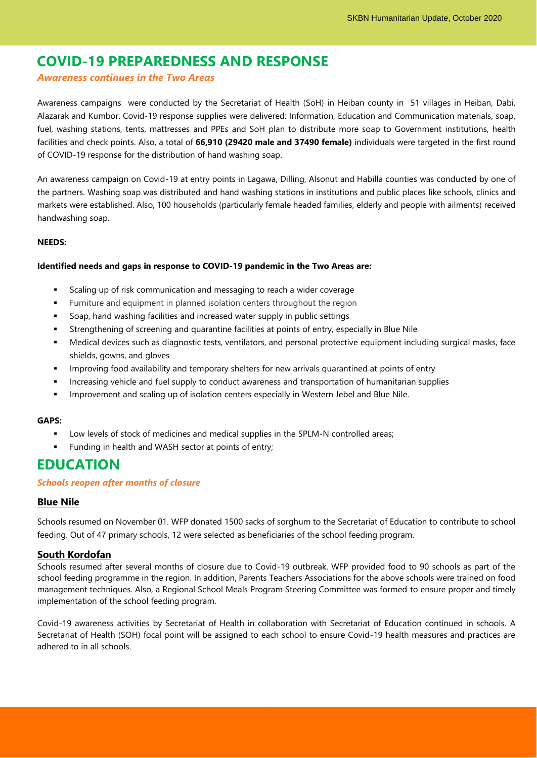# COVID-19 PREPAREDNESS AND RESPONSE

***Awareness continues in the Two Areas***

Awareness campaigns were conducted by the Secretariat of Health (SoH) in Heiban county in 51 villages in Heiban, Dabi, Alazarak and Kumbor. Covid-19 response supplies were delivered: Information, Education and Communication materials, soap, fuel, washing stations, tents, mattresses and PPEs and SoH plan to distribute more soap to Government institutions, health facilities and check points. Also, a total of **66,910 (29420 male and 37490 female)** individuals were targeted in the first round of COVID-19 response for the distribution of hand washing soap.

An awareness campaign on Covid-19 at entry points in Lagawa, Dilling, Alsonut and Habilla counties was conducted by one of the partners. Washing soap was distributed and hand washing stations in institutions and public places like schools, clinics and markets were established. Also, 100 households (particularly female headed families, elderly and people with ailments) received handwashing soap.

**NEEDS:**

**Identified needs and gaps in response to COVID-19 pandemic in the Two Areas are:**

- Scaling up of risk communication and messaging to reach a wider coverage
- Furniture and equipment in planned isolation centers throughout the region
- Soap, hand washing facilities and increased water supply in public settings
- Strengthening of screening and quarantine facilities at points of entry, especially in Blue Nile
- Medical devices such as diagnostic tests, ventilators, and personal protective equipment including surgical masks, face shields, gowns, and gloves
- Improving food availability and temporary shelters for new arrivals quarantined at points of entry
- Increasing vehicle and fuel supply to conduct awareness and transportation of humanitarian supplies
- Improvement and scaling up of isolation centers especially in Western Jebel and Blue Nile.

**GAPS:**

- Low levels of stock of medicines and medical supplies in the SPLM-N controlled areas;
- Funding in health and WASH sector at points of entry;

# EDUCATION

***Schools reopen after months of closure***

## Blue Nile

Schools resumed on November 01. WFP donated 1500 sacks of sorghum to the Secretariat of Education to contribute to school feeding. Out of 47 primary schools, 12 were selected as beneficiaries of the school feeding program.

## South Kordofan

Schools resumed after several months of closure due to Covid-19 outbreak. WFP provided food to 90 schools as part of the school feeding programme in the region. In addition, Parents Teachers Associations for the above schools were trained on food management techniques. Also, a Regional School Meals Program Steering Committee was formed to ensure proper and timely implementation of the school feeding program.

Covid-19 awareness activities by Secretariat of Health in collaboration with Secretariat of Education continued in schools. A Secretariat of Health (SOH) focal point will be assigned to each school to ensure Covid-19 health measures and practices are adhered to in all schools.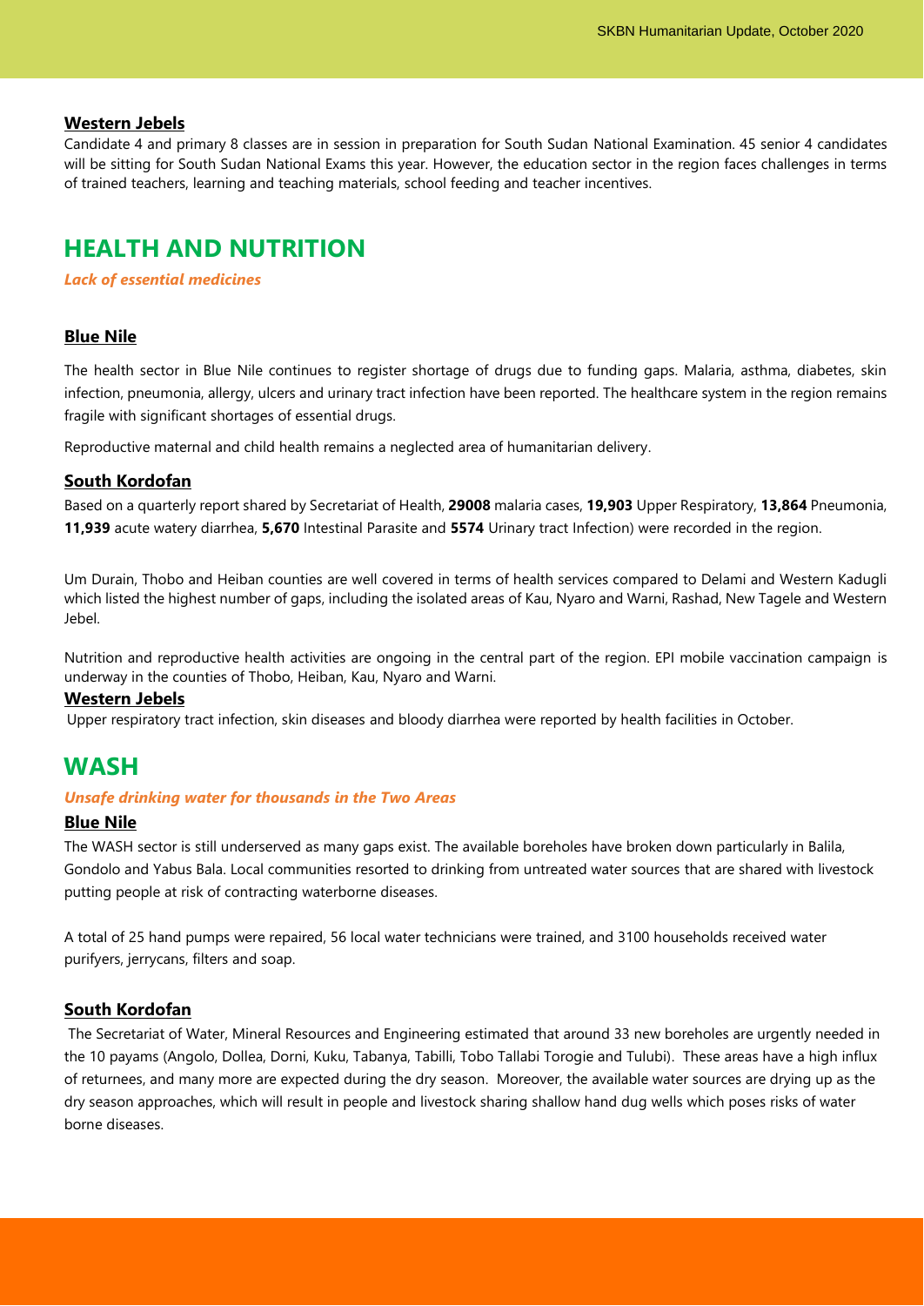### Western Jebels

Candidate 4 and primary 8 classes are in session in preparation for South Sudan National Examination. 45 senior 4 candidates will be sitting for South Sudan National Exams this year. However, the education sector in the region faces challenges in terms of trained teachers, learning and teaching materials, school feeding and teacher incentives.

## HEALTH AND NUTRITION

***Lack of essential medicines***

### Blue Nile

The health sector in Blue Nile continues to register shortage of drugs due to funding gaps. Malaria, asthma, diabetes, skin infection, pneumonia, allergy, ulcers and urinary tract infection have been reported. The healthcare system in the region remains fragile with significant shortages of essential drugs.

Reproductive maternal and child health remains a neglected area of humanitarian delivery.

### South Kordofan

Based on a quarterly report shared by Secretariat of Health, **29008** malaria cases, **19,903** Upper Respiratory, **13,864** Pneumonia, **11,939** acute watery diarrhea, **5,670** Intestinal Parasite and **5574** Urinary tract Infection) were recorded in the region.

Um Durain, Thobo and Heiban counties are well covered in terms of health services compared to Delami and Western Kadugli which listed the highest number of gaps, including the isolated areas of Kau, Nyaro and Warni, Rashad, New Tagele and Western Jebel.

Nutrition and reproductive health activities are ongoing in the central part of the region. EPI mobile vaccination campaign is underway in the counties of Thobo, Heiban, Kau, Nyaro and Warni.

### Western Jebels

Upper respiratory tract infection, skin diseases and bloody diarrhea were reported by health facilities in October.

## WASH

***Unsafe drinking water for thousands in the Two Areas***

### Blue Nile

The WASH sector is still underserved as many gaps exist. The available boreholes have broken down particularly in Balila, Gondolo and Yabus Bala. Local communities resorted to drinking from untreated water sources that are shared with livestock putting people at risk of contracting waterborne diseases.

A total of 25 hand pumps were repaired, 56 local water technicians were trained, and 3100 households received water purifyers, jerrycans, filters and soap.

### South Kordofan

The Secretariat of Water, Mineral Resources and Engineering estimated that around 33 new boreholes are urgently needed in the 10 payams (Angolo, Dollea, Dorni, Kuku, Tabanya, Tabilli, Tobo Tallabi Torogie and Tulubi). These areas have a high influx of returnees, and many more are expected during the dry season. Moreover, the available water sources are drying up as the dry season approaches, which will result in people and livestock sharing shallow hand dug wells which poses risks of water borne diseases.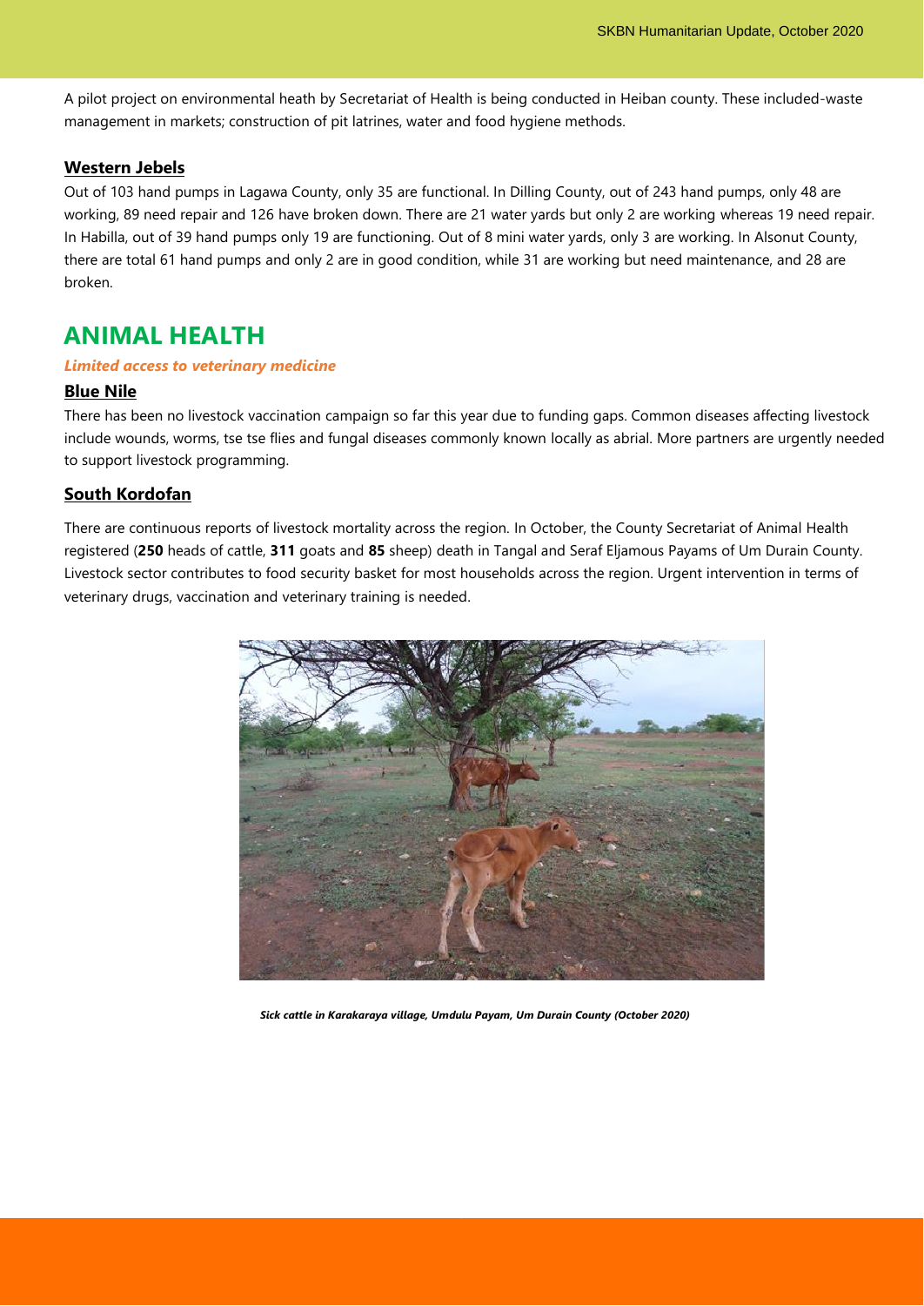A pilot project on environmental heath by Secretariat of Health is being conducted in Heiban county. These included-waste management in markets; construction of pit latrines, water and food hygiene methods.

### Western Jebels

Out of 103 hand pumps in Lagawa County, only 35 are functional. In Dilling County, out of 243 hand pumps, only 48 are working, 89 need repair and 126 have broken down. There are 21 water yards but only 2 are working whereas 19 need repair. In Habilla, out of 39 hand pumps only 19 are functioning. Out of 8 mini water yards, only 3 are working. In Alsonut County, there are total 61 hand pumps and only 2 are in good condition, while 31 are working but need maintenance, and 28 are broken.

## ANIMAL HEALTH

***Limited access to veterinary medicine***

### Blue Nile

There has been no livestock vaccination campaign so far this year due to funding gaps. Common diseases affecting livestock include wounds, worms, tse tse flies and fungal diseases commonly known locally as abrial. More partners are urgently needed to support livestock programming.

### South Kordofan

There are continuous reports of livestock mortality across the region. In October, the County Secretariat of Animal Health registered (**250** heads of cattle, **311** goats and **85** sheep) death in Tangal and Seraf Eljamous Payams of Um Durain County. Livestock sector contributes to food security basket for most households across the region. Urgent intervention in terms of veterinary drugs, vaccination and veterinary training is needed.

***Sick cattle in Karakaraya village, Umdulu Payam, Um Durain County (October 2020)***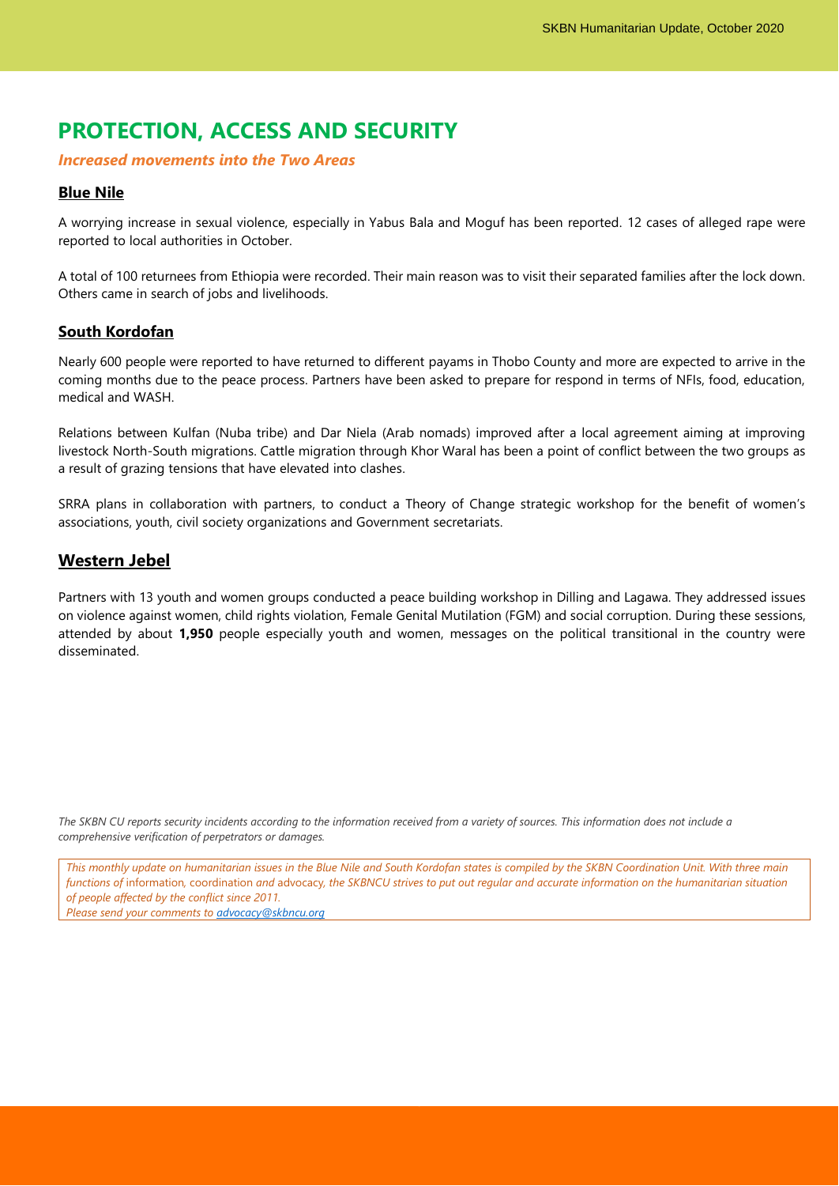# PROTECTION, ACCESS AND SECURITY

***Increased movements into the Two Areas***

## Blue Nile

A worrying increase in sexual violence, especially in Yabus Bala and Moguf has been reported. 12 cases of alleged rape were reported to local authorities in October.

A total of 100 returnees from Ethiopia were recorded. Their main reason was to visit their separated families after the lock down. Others came in search of jobs and livelihoods.

## South Kordofan

Nearly 600 people were reported to have returned to different payams in Thobo County and more are expected to arrive in the coming months due to the peace process. Partners have been asked to prepare for respond in terms of NFIs, food, education, medical and WASH.

Relations between Kulfan (Nuba tribe) and Dar Niela (Arab nomads) improved after a local agreement aiming at improving livestock North-South migrations. Cattle migration through Khor Waral has been a point of conflict between the two groups as a result of grazing tensions that have elevated into clashes.

SRRA plans in collaboration with partners, to conduct a Theory of Change strategic workshop for the benefit of women's associations, youth, civil society organizations and Government secretariats.

## Western Jebel

Partners with 13 youth and women groups conducted a peace building workshop in Dilling and Lagawa. They addressed issues on violence against women, child rights violation, Female Genital Mutilation (FGM) and social corruption. During these sessions, attended by about **1,950** people especially youth and women, messages on the political transitional in the country were disseminated.

*The SKBN CU reports security incidents according to the information received from a variety of sources. This information does not include a comprehensive verification of perpetrators or damages.*

*This monthly update on humanitarian issues in the Blue Nile and South Kordofan states is compiled by the SKBN Coordination Unit. With three main functions of* information, coordination *and* advocacy, *the SKBNCU strives to put out regular and accurate information on the humanitarian situation of people affected by the conflict since 2011.*
*Please send your comments to advocacy@skbncu.org*